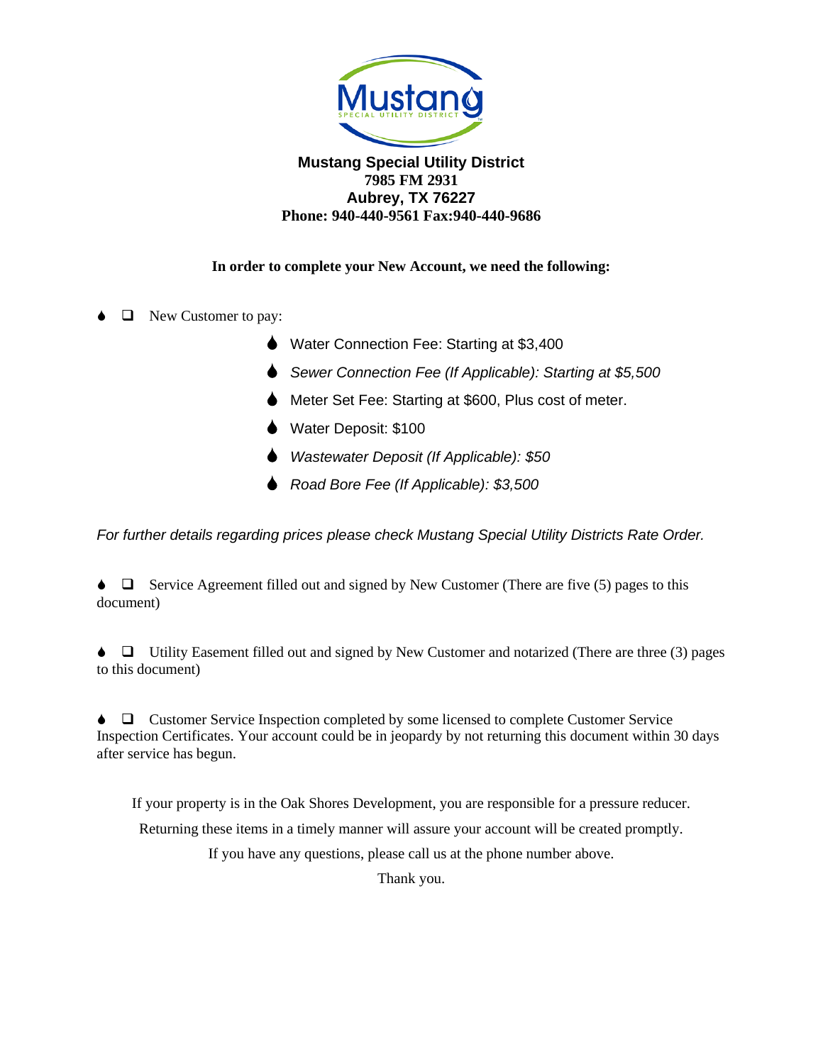# Mustang Special Utility District

**7985 FM 2931**
**Aubrey, TX 76227**
**Phone: 940-440-9561 Fax:940-440-9686**

**In order to complete your New Account, we need the following:**

- ☐ New Customer to pay:
  - Water Connection Fee: Starting at $3,400
  - *Sewer Connection Fee (If Applicable): Starting at $5,500*
  - Meter Set Fee: Starting at $600, Plus cost of meter.
  - Water Deposit: $100
  - *Wastewater Deposit (If Applicable): $50*
  - *Road Bore Fee (If Applicable): $3,500*

*For further details regarding prices please check Mustang Special Utility Districts Rate Order.*

- ☐ Service Agreement filled out and signed by New Customer (There are five (5) pages to this document)

- ☐ Utility Easement filled out and signed by New Customer and notarized (There are three (3) pages to this document)

- ☐ Customer Service Inspection completed by some licensed to complete Customer Service Inspection Certificates. Your account could be in jeopardy by not returning this document within 30 days after service has begun.

If your property is in the Oak Shores Development, you are responsible for a pressure reducer.

Returning these items in a timely manner will assure your account will be created promptly.

If you have any questions, please call us at the phone number above.

Thank you.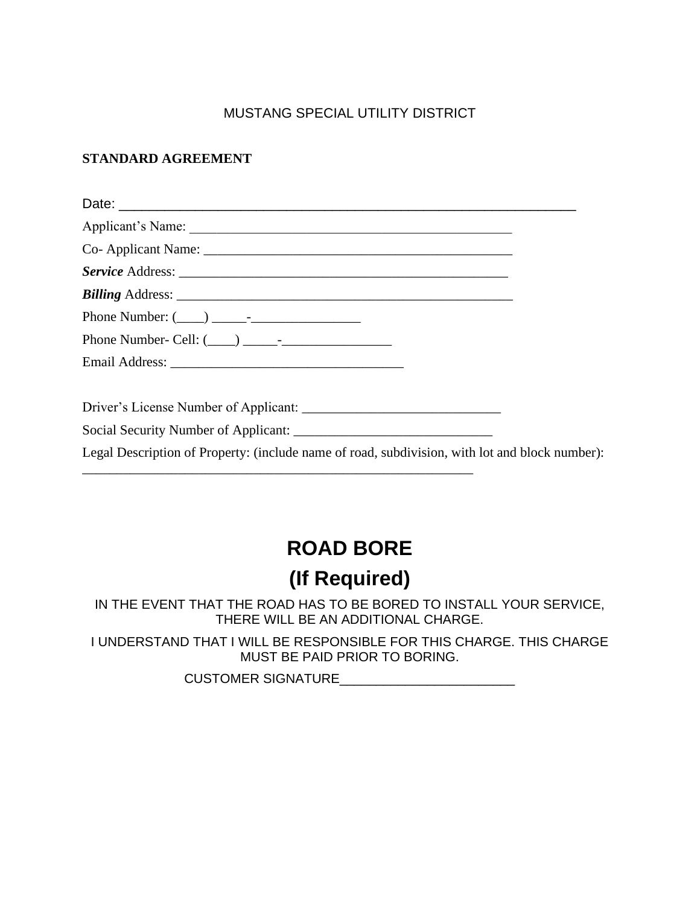MUSTANG SPECIAL UTILITY DISTRICT

**STANDARD AGREEMENT**

Date: ___________________________________________________________

Applicant's Name: ________________________________________________

Co- Applicant Name: ______________________________________________

***Service*** Address: ______________________________________________

***Billing*** Address: _______________________________________________

Phone Number: (____) _____-________________

Phone Number- Cell: (____) _____-________________

Email Address: __________________________________

Driver's License Number of Applicant: _____________________________

Social Security Number of Applicant: _____________________________

Legal Description of Property: (include name of road, subdivision, with lot and block number): __________________________________________________________

# ROAD BORE

# (If Required)

IN THE EVENT THAT THE ROAD HAS TO BE BORED TO INSTALL YOUR SERVICE, THERE WILL BE AN ADDITIONAL CHARGE.

I UNDERSTAND THAT I WILL BE RESPONSIBLE FOR THIS CHARGE. THIS CHARGE MUST BE PAID PRIOR TO BORING.

CUSTOMER SIGNATURE________________________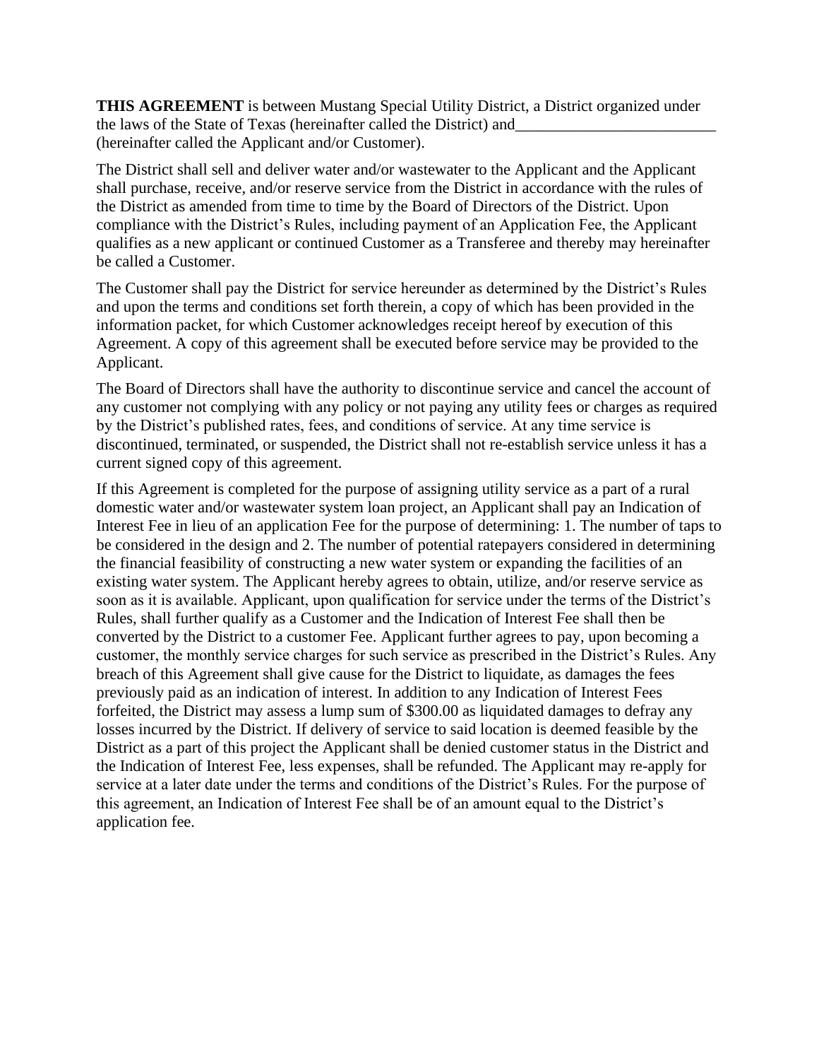**THIS AGREEMENT** is between Mustang Special Utility District, a District organized under the laws of the State of Texas (hereinafter called the District) and_________________________ (hereinafter called the Applicant and/or Customer).

The District shall sell and deliver water and/or wastewater to the Applicant and the Applicant shall purchase, receive, and/or reserve service from the District in accordance with the rules of the District as amended from time to time by the Board of Directors of the District. Upon compliance with the District's Rules, including payment of an Application Fee, the Applicant qualifies as a new applicant or continued Customer as a Transferee and thereby may hereinafter be called a Customer.

The Customer shall pay the District for service hereunder as determined by the District's Rules and upon the terms and conditions set forth therein, a copy of which has been provided in the information packet, for which Customer acknowledges receipt hereof by execution of this Agreement. A copy of this agreement shall be executed before service may be provided to the Applicant.

The Board of Directors shall have the authority to discontinue service and cancel the account of any customer not complying with any policy or not paying any utility fees or charges as required by the District's published rates, fees, and conditions of service. At any time service is discontinued, terminated, or suspended, the District shall not re-establish service unless it has a current signed copy of this agreement.

If this Agreement is completed for the purpose of assigning utility service as a part of a rural domestic water and/or wastewater system loan project, an Applicant shall pay an Indication of Interest Fee in lieu of an application Fee for the purpose of determining: 1. The number of taps to be considered in the design and 2. The number of potential ratepayers considered in determining the financial feasibility of constructing a new water system or expanding the facilities of an existing water system. The Applicant hereby agrees to obtain, utilize, and/or reserve service as soon as it is available. Applicant, upon qualification for service under the terms of the District's Rules, shall further qualify as a Customer and the Indication of Interest Fee shall then be converted by the District to a customer Fee. Applicant further agrees to pay, upon becoming a customer, the monthly service charges for such service as prescribed in the District's Rules. Any breach of this Agreement shall give cause for the District to liquidate, as damages the fees previously paid as an indication of interest. In addition to any Indication of Interest Fees forfeited, the District may assess a lump sum of $300.00 as liquidated damages to defray any losses incurred by the District. If delivery of service to said location is deemed feasible by the District as a part of this project the Applicant shall be denied customer status in the District and the Indication of Interest Fee, less expenses, shall be refunded. The Applicant may re-apply for service at a later date under the terms and conditions of the District's Rules. For the purpose of this agreement, an Indication of Interest Fee shall be of an amount equal to the District's application fee.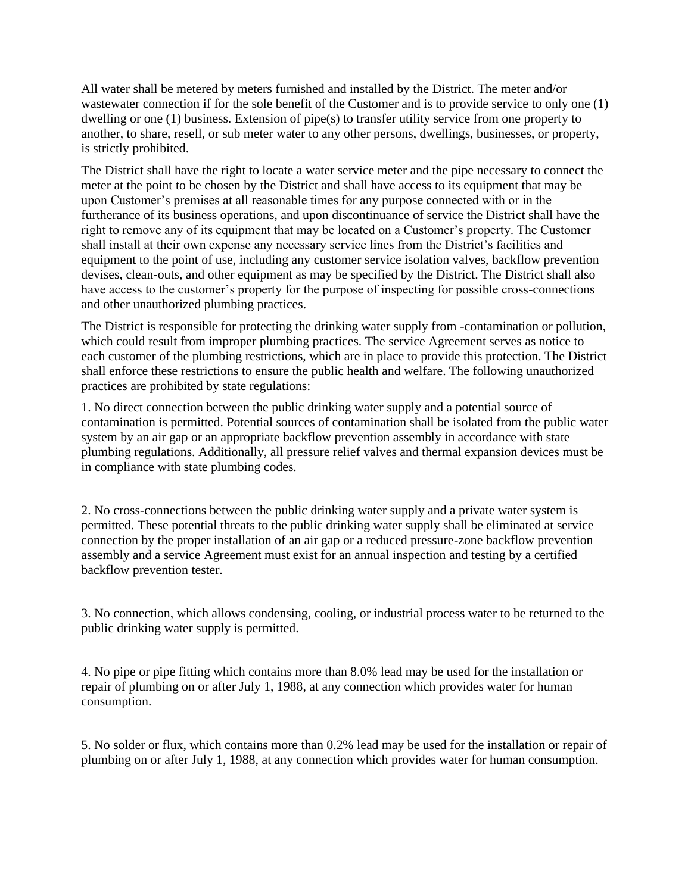All water shall be metered by meters furnished and installed by the District. The meter and/or wastewater connection if for the sole benefit of the Customer and is to provide service to only one (1) dwelling or one (1) business. Extension of pipe(s) to transfer utility service from one property to another, to share, resell, or sub meter water to any other persons, dwellings, businesses, or property, is strictly prohibited.

The District shall have the right to locate a water service meter and the pipe necessary to connect the meter at the point to be chosen by the District and shall have access to its equipment that may be upon Customer's premises at all reasonable times for any purpose connected with or in the furtherance of its business operations, and upon discontinuance of service the District shall have the right to remove any of its equipment that may be located on a Customer's property. The Customer shall install at their own expense any necessary service lines from the District's facilities and equipment to the point of use, including any customer service isolation valves, backflow prevention devises, clean-outs, and other equipment as may be specified by the District. The District shall also have access to the customer's property for the purpose of inspecting for possible cross-connections and other unauthorized plumbing practices.

The District is responsible for protecting the drinking water supply from -contamination or pollution, which could result from improper plumbing practices. The service Agreement serves as notice to each customer of the plumbing restrictions, which are in place to provide this protection. The District shall enforce these restrictions to ensure the public health and welfare. The following unauthorized practices are prohibited by state regulations:

1. No direct connection between the public drinking water supply and a potential source of contamination is permitted. Potential sources of contamination shall be isolated from the public water system by an air gap or an appropriate backflow prevention assembly in accordance with state plumbing regulations. Additionally, all pressure relief valves and thermal expansion devices must be in compliance with state plumbing codes.

2. No cross-connections between the public drinking water supply and a private water system is permitted. These potential threats to the public drinking water supply shall be eliminated at service connection by the proper installation of an air gap or a reduced pressure-zone backflow prevention assembly and a service Agreement must exist for an annual inspection and testing by a certified backflow prevention tester.

3. No connection, which allows condensing, cooling, or industrial process water to be returned to the public drinking water supply is permitted.

4. No pipe or pipe fitting which contains more than 8.0% lead may be used for the installation or repair of plumbing on or after July 1, 1988, at any connection which provides water for human consumption.

5. No solder or flux, which contains more than 0.2% lead may be used for the installation or repair of plumbing on or after July 1, 1988, at any connection which provides water for human consumption.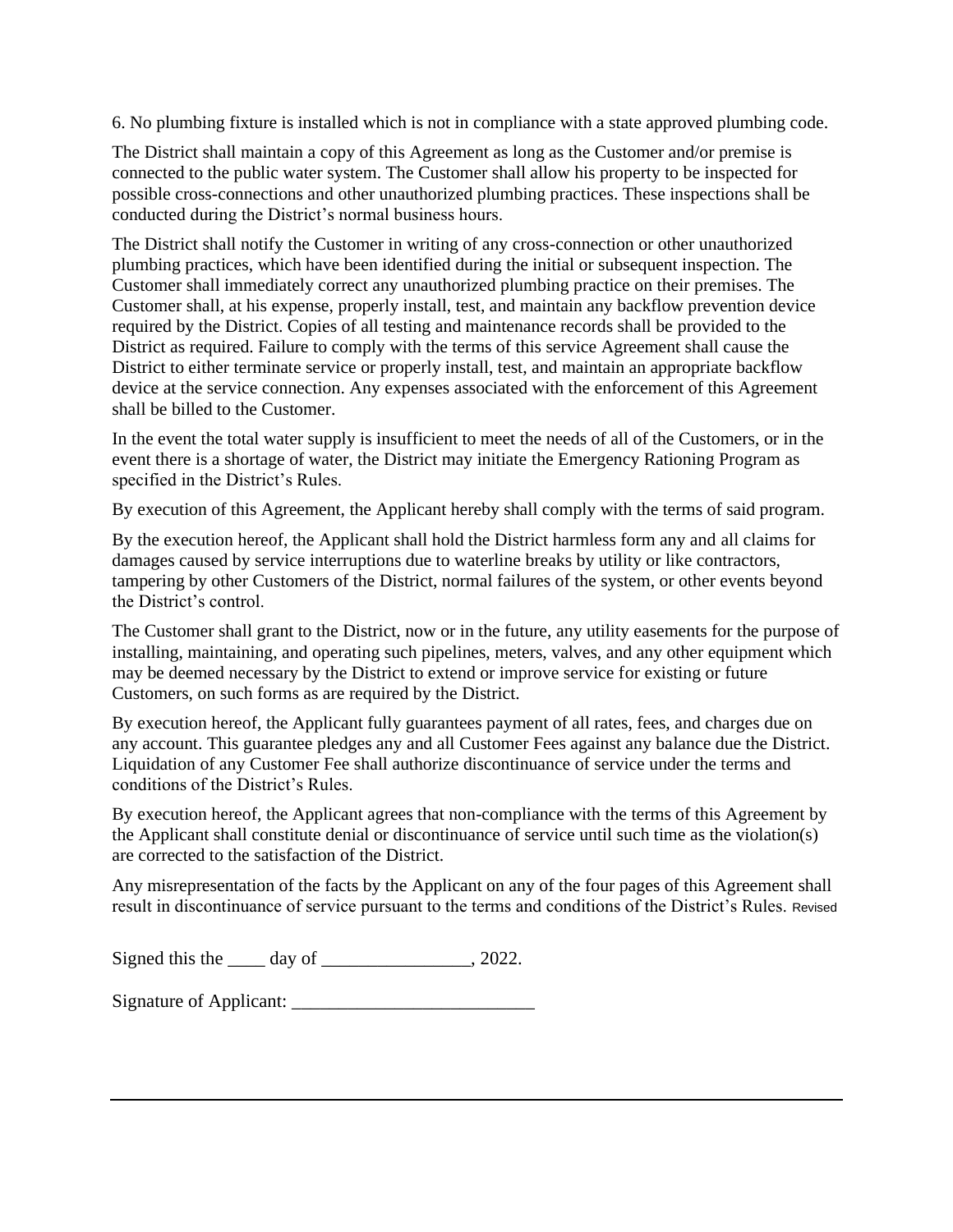6. No plumbing fixture is installed which is not in compliance with a state approved plumbing code.

The District shall maintain a copy of this Agreement as long as the Customer and/or premise is connected to the public water system. The Customer shall allow his property to be inspected for possible cross-connections and other unauthorized plumbing practices. These inspections shall be conducted during the District's normal business hours.

The District shall notify the Customer in writing of any cross-connection or other unauthorized plumbing practices, which have been identified during the initial or subsequent inspection. The Customer shall immediately correct any unauthorized plumbing practice on their premises. The Customer shall, at his expense, properly install, test, and maintain any backflow prevention device required by the District. Copies of all testing and maintenance records shall be provided to the District as required. Failure to comply with the terms of this service Agreement shall cause the District to either terminate service or properly install, test, and maintain an appropriate backflow device at the service connection. Any expenses associated with the enforcement of this Agreement shall be billed to the Customer.

In the event the total water supply is insufficient to meet the needs of all of the Customers, or in the event there is a shortage of water, the District may initiate the Emergency Rationing Program as specified in the District's Rules.

By execution of this Agreement, the Applicant hereby shall comply with the terms of said program.

By the execution hereof, the Applicant shall hold the District harmless form any and all claims for damages caused by service interruptions due to waterline breaks by utility or like contractors, tampering by other Customers of the District, normal failures of the system, or other events beyond the District's control.

The Customer shall grant to the District, now or in the future, any utility easements for the purpose of installing, maintaining, and operating such pipelines, meters, valves, and any other equipment which may be deemed necessary by the District to extend or improve service for existing or future Customers, on such forms as are required by the District.

By execution hereof, the Applicant fully guarantees payment of all rates, fees, and charges due on any account. This guarantee pledges any and all Customer Fees against any balance due the District. Liquidation of any Customer Fee shall authorize discontinuance of service under the terms and conditions of the District's Rules.

By execution hereof, the Applicant agrees that non-compliance with the terms of this Agreement by the Applicant shall constitute denial or discontinuance of service until such time as the violation(s) are corrected to the satisfaction of the District.

Any misrepresentation of the facts by the Applicant on any of the four pages of this Agreement shall result in discontinuance of service pursuant to the terms and conditions of the District's Rules. Revised

Signed this the ____ day of ________________, 2022.

Signature of Applicant: __________________________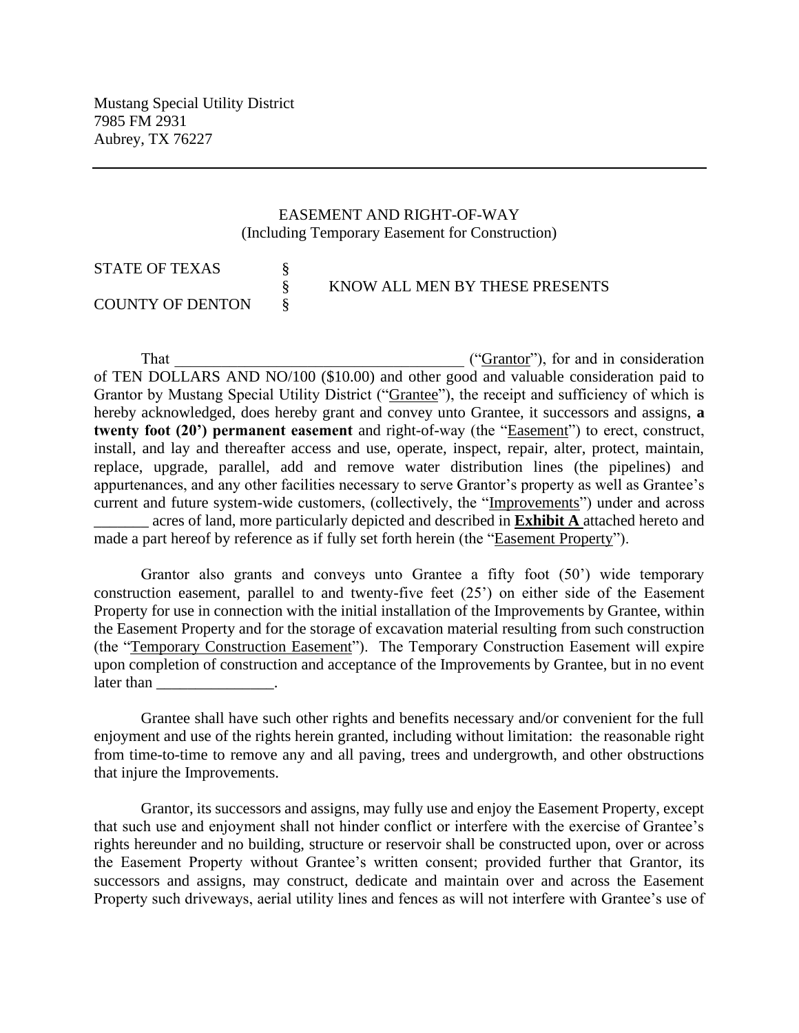Mustang Special Utility District
7985 FM 2931
Aubrey, TX 76227

---

EASEMENT AND RIGHT-OF-WAY
(Including Temporary Easement for Construction)

STATE OF TEXAS §
§ KNOW ALL MEN BY THESE PRESENTS
COUNTY OF DENTON §

That ____________________________________ ("Grantor"), for and in consideration of TEN DOLLARS AND NO/100 ($10.00) and other good and valuable consideration paid to Grantor by Mustang Special Utility District ("Grantee"), the receipt and sufficiency of which is hereby acknowledged, does hereby grant and convey unto Grantee, it successors and assigns, **a twenty foot (20') permanent easement** and right-of-way (the "Easement") to erect, construct, install, and lay and thereafter access and use, operate, inspect, repair, alter, protect, maintain, replace, upgrade, parallel, add and remove water distribution lines (the pipelines) and appurtenances, and any other facilities necessary to serve Grantor's property as well as Grantee's current and future system-wide customers, (collectively, the "Improvements") under and across _______ acres of land, more particularly depicted and described in **Exhibit A** attached hereto and made a part hereof by reference as if fully set forth herein (the "Easement Property").

Grantor also grants and conveys unto Grantee a fifty foot (50') wide temporary construction easement, parallel to and twenty-five feet (25') on either side of the Easement Property for use in connection with the initial installation of the Improvements by Grantee, within the Easement Property and for the storage of excavation material resulting from such construction (the "Temporary Construction Easement"). The Temporary Construction Easement will expire upon completion of construction and acceptance of the Improvements by Grantee, but in no event later than _______________.

Grantee shall have such other rights and benefits necessary and/or convenient for the full enjoyment and use of the rights herein granted, including without limitation: the reasonable right from time-to-time to remove any and all paving, trees and undergrowth, and other obstructions that injure the Improvements.

Grantor, its successors and assigns, may fully use and enjoy the Easement Property, except that such use and enjoyment shall not hinder conflict or interfere with the exercise of Grantee's rights hereunder and no building, structure or reservoir shall be constructed upon, over or across the Easement Property without Grantee's written consent; provided further that Grantor, its successors and assigns, may construct, dedicate and maintain over and across the Easement Property such driveways, aerial utility lines and fences as will not interfere with Grantee's use of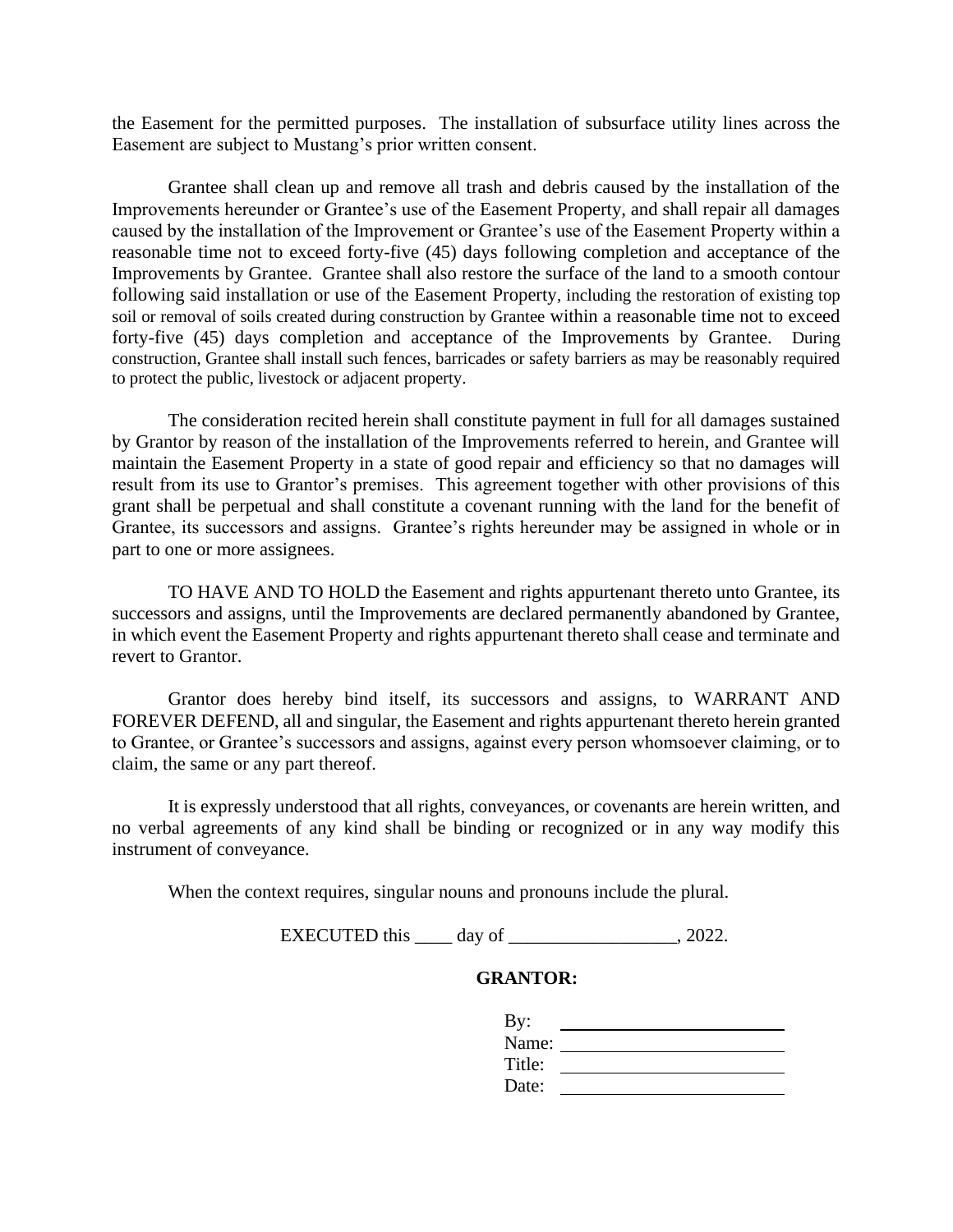the Easement for the permitted purposes. The installation of subsurface utility lines across the Easement are subject to Mustang's prior written consent.

Grantee shall clean up and remove all trash and debris caused by the installation of the Improvements hereunder or Grantee's use of the Easement Property, and shall repair all damages caused by the installation of the Improvement or Grantee's use of the Easement Property within a reasonable time not to exceed forty-five (45) days following completion and acceptance of the Improvements by Grantee. Grantee shall also restore the surface of the land to a smooth contour following said installation or use of the Easement Property, including the restoration of existing top soil or removal of soils created during construction by Grantee within a reasonable time not to exceed forty-five (45) days completion and acceptance of the Improvements by Grantee. During construction, Grantee shall install such fences, barricades or safety barriers as may be reasonably required to protect the public, livestock or adjacent property.

The consideration recited herein shall constitute payment in full for all damages sustained by Grantor by reason of the installation of the Improvements referred to herein, and Grantee will maintain the Easement Property in a state of good repair and efficiency so that no damages will result from its use to Grantor's premises. This agreement together with other provisions of this grant shall be perpetual and shall constitute a covenant running with the land for the benefit of Grantee, its successors and assigns. Grantee's rights hereunder may be assigned in whole or in part to one or more assignees.

TO HAVE AND TO HOLD the Easement and rights appurtenant thereto unto Grantee, its successors and assigns, until the Improvements are declared permanently abandoned by Grantee, in which event the Easement Property and rights appurtenant thereto shall cease and terminate and revert to Grantor.

Grantor does hereby bind itself, its successors and assigns, to WARRANT AND FOREVER DEFEND, all and singular, the Easement and rights appurtenant thereto herein granted to Grantee, or Grantee's successors and assigns, against every person whomsoever claiming, or to claim, the same or any part thereof.

It is expressly understood that all rights, conveyances, or covenants are herein written, and no verbal agreements of any kind shall be binding or recognized or in any way modify this instrument of conveyance.

When the context requires, singular nouns and pronouns include the plural.

EXECUTED this ____ day of __________________, 2022.

**GRANTOR:**

By: ________________________

Name: ________________________

Title: ________________________

Date: ________________________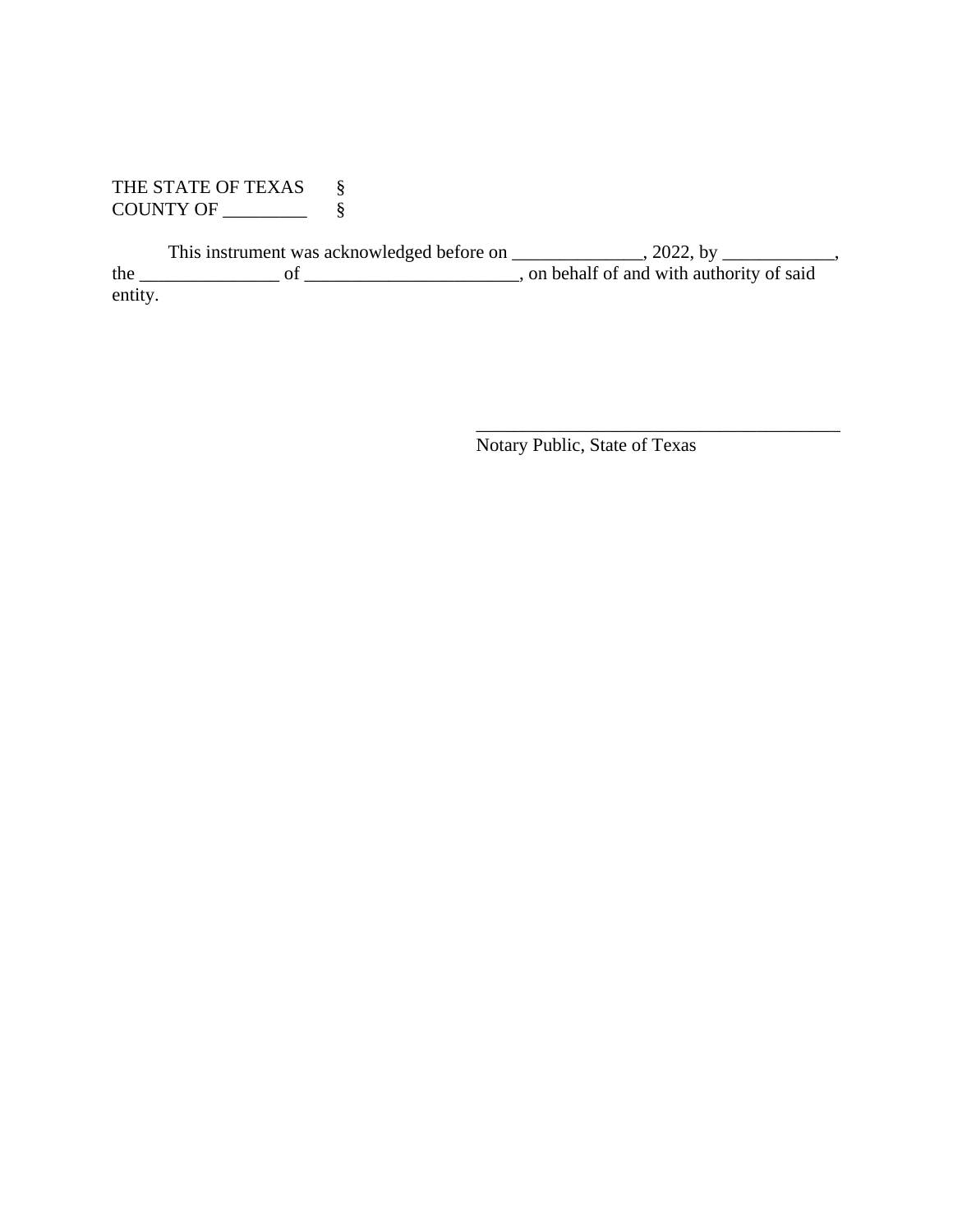THE STATE OF TEXAS §
COUNTY OF _________ §

This instrument was acknowledged before on ______________, 2022, by ____________, the _______________ of _______________________, on behalf of and with authority of said entity.

_________________________________________
Notary Public, State of Texas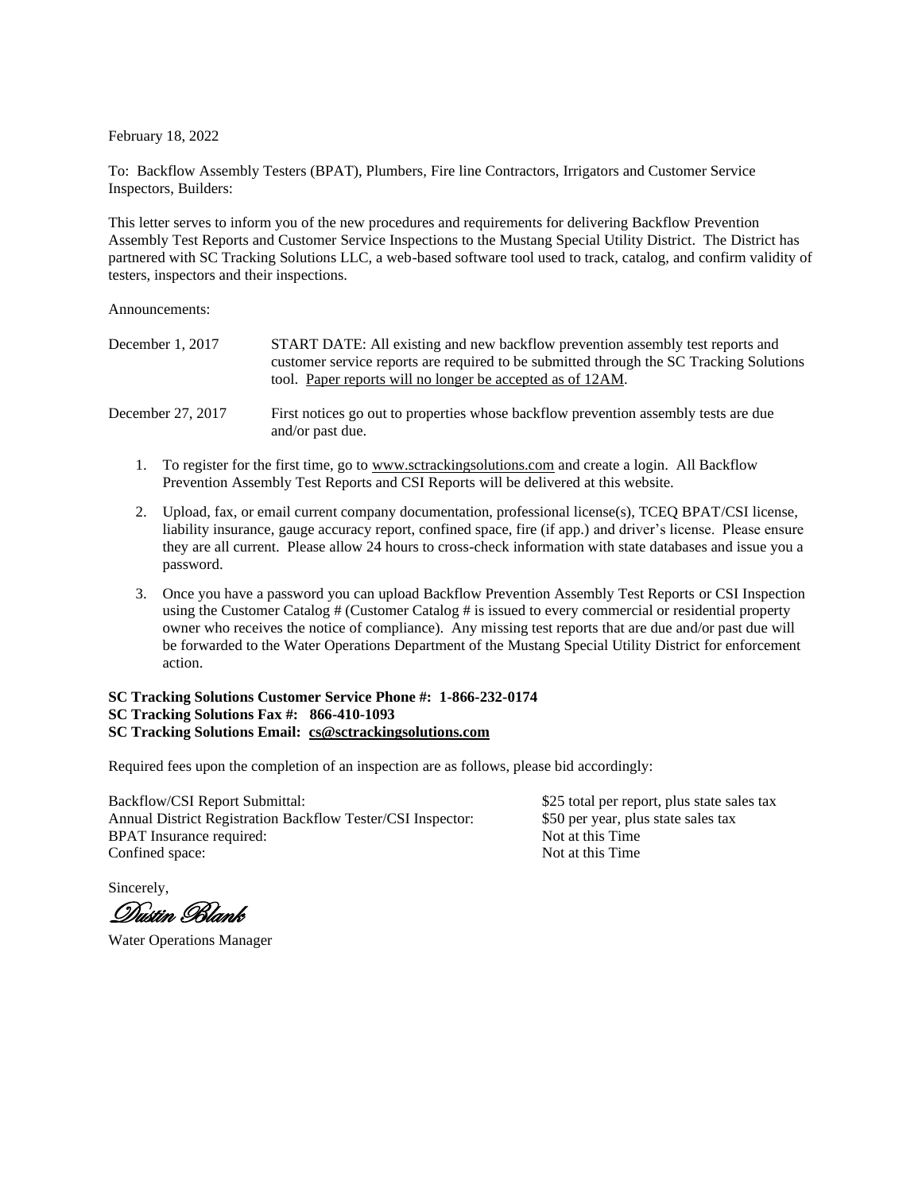February 18, 2022

To: Backflow Assembly Testers (BPAT), Plumbers, Fire line Contractors, Irrigators and Customer Service Inspectors, Builders:

This letter serves to inform you of the new procedures and requirements for delivering Backflow Prevention Assembly Test Reports and Customer Service Inspections to the Mustang Special Utility District. The District has partnered with SC Tracking Solutions LLC, a web-based software tool used to track, catalog, and confirm validity of testers, inspectors and their inspections.

Announcements:

| | |
|---|---|
| December 1, 2017 | START DATE: All existing and new backflow prevention assembly test reports and customer service reports are required to be submitted through the SC Tracking Solutions tool. Paper reports will no longer be accepted as of 12AM. |
| December 27, 2017 | First notices go out to properties whose backflow prevention assembly tests are due and/or past due. |

1. To register for the first time, go to www.sctrackingsolutions.com and create a login. All Backflow Prevention Assembly Test Reports and CSI Reports will be delivered at this website.
2. Upload, fax, or email current company documentation, professional license(s), TCEQ BPAT/CSI license, liability insurance, gauge accuracy report, confined space, fire (if app.) and driver's license. Please ensure they are all current. Please allow 24 hours to cross-check information with state databases and issue you a password.
3. Once you have a password you can upload Backflow Prevention Assembly Test Reports or CSI Inspection using the Customer Catalog # (Customer Catalog # is issued to every commercial or residential property owner who receives the notice of compliance). Any missing test reports that are due and/or past due will be forwarded to the Water Operations Department of the Mustang Special Utility District for enforcement action.

**SC Tracking Solutions Customer Service Phone #: 1-866-232-0174**
**SC Tracking Solutions Fax #: 866-410-1093**
**SC Tracking Solutions Email: cs@sctrackingsolutions.com**

Required fees upon the completion of an inspection are as follows, please bid accordingly:

| | |
|---|---|
| Backflow/CSI Report Submittal: | $25 total per report, plus state sales tax |
| Annual District Registration Backflow Tester/CSI Inspector: | $50 per year, plus state sales tax |
| BPAT Insurance required: | Not at this Time |
| Confined space: | Not at this Time |

Sincerely,

*Dustin Blank*

Water Operations Manager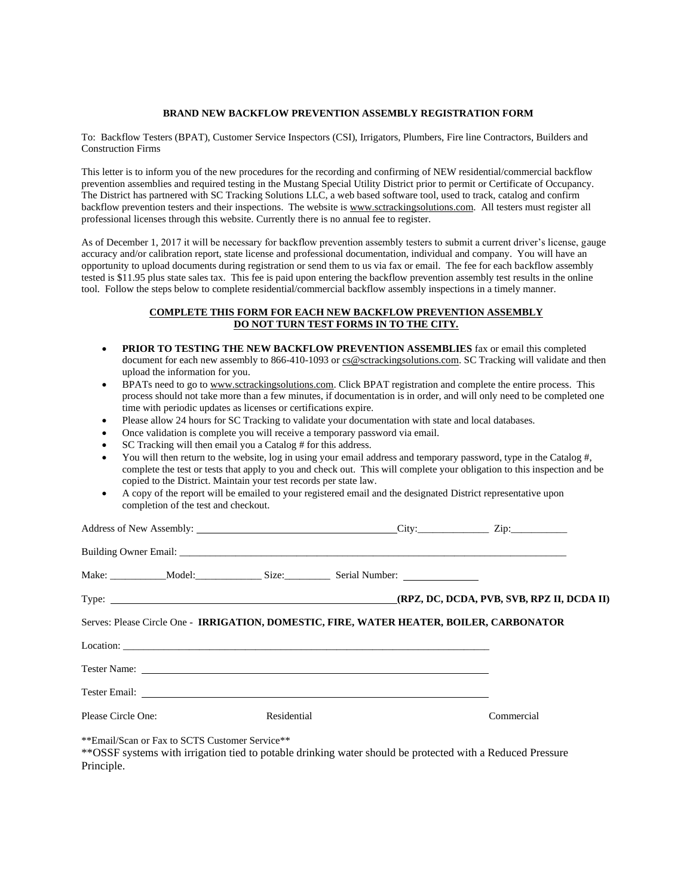## BRAND NEW BACKFLOW PREVENTION ASSEMBLY REGISTRATION FORM

To: Backflow Testers (BPAT), Customer Service Inspectors (CSI), Irrigators, Plumbers, Fire line Contractors, Builders and Construction Firms

This letter is to inform you of the new procedures for the recording and confirming of NEW residential/commercial backflow prevention assemblies and required testing in the Mustang Special Utility District prior to permit or Certificate of Occupancy. The District has partnered with SC Tracking Solutions LLC, a web based software tool, used to track, catalog and confirm backflow prevention testers and their inspections. The website is www.sctrackingsolutions.com. All testers must register all professional licenses through this website. Currently there is no annual fee to register.

As of December 1, 2017 it will be necessary for backflow prevention assembly testers to submit a current driver's license, gauge accuracy and/or calibration report, state license and professional documentation, individual and company. You will have an opportunity to upload documents during registration or send them to us via fax or email. The fee for each backflow assembly tested is $11.95 plus state sales tax. This fee is paid upon entering the backflow prevention assembly test results in the online tool. Follow the steps below to complete residential/commercial backflow assembly inspections in a timely manner.

**COMPLETE THIS FORM FOR EACH NEW BACKFLOW PREVENTION ASSEMBLY**
**DO NOT TURN TEST FORMS IN TO THE CITY.**

- **PRIOR TO TESTING THE NEW BACKFLOW PREVENTION ASSEMBLIES** fax or email this completed document for each new assembly to 866-410-1093 or cs@sctrackingsolutions.com. SC Tracking will validate and then upload the information for you.
- BPATs need to go to www.sctrackingsolutions.com. Click BPAT registration and complete the entire process. This process should not take more than a few minutes, if documentation is in order, and will only need to be completed one time with periodic updates as licenses or certifications expire.
- Please allow 24 hours for SC Tracking to validate your documentation with state and local databases.
- Once validation is complete you will receive a temporary password via email.
- SC Tracking will then email you a Catalog # for this address.
- You will then return to the website, log in using your email address and temporary password, type in the Catalog #, complete the test or tests that apply to you and check out. This will complete your obligation to this inspection and be copied to the District. Maintain your test records per state law.
- A copy of the report will be emailed to your registered email and the designated District representative upon completion of the test and checkout.

Address of New Assembly: ______________________________ City: ______________ Zip: ___________

Building Owner Email: ______________________________________________________________

Make: ___________ Model: _____________ Size: _________ Serial Number: ______________

Type: ______________________________________________ **(RPZ, DC, DCDA, PVB, SVB, RPZ II, DCDA II)**

Serves: Please Circle One - **IRRIGATION, DOMESTIC, FIRE, WATER HEATER, BOILER, CARBONATOR**

Location: __________________________________________________________________

Tester Name: _______________________________________________________________

Tester Email: _______________________________________________________________

Please Circle One: Residential Commercial

**Email/Scan or Fax to SCTS Customer Service**

**OSSF systems with irrigation tied to potable drinking water should be protected with a Reduced Pressure Principle.